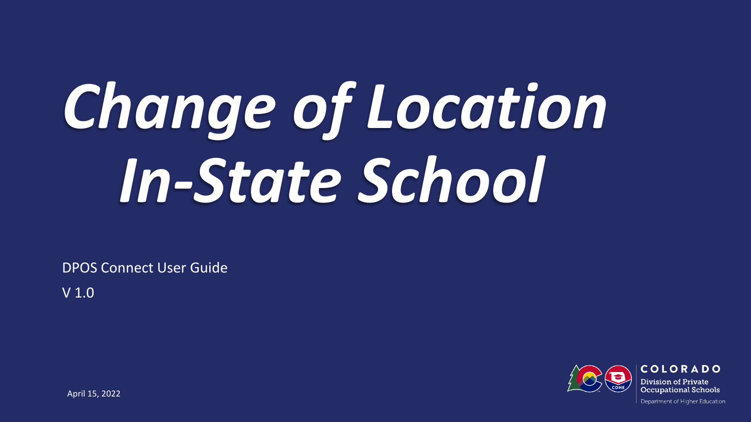# *Change of Location In-State School*

DPOS Connect User Guide

V 1.0

April 15, 2022

COLORADO

Division of Private Occupational Schools

Department of Higher Education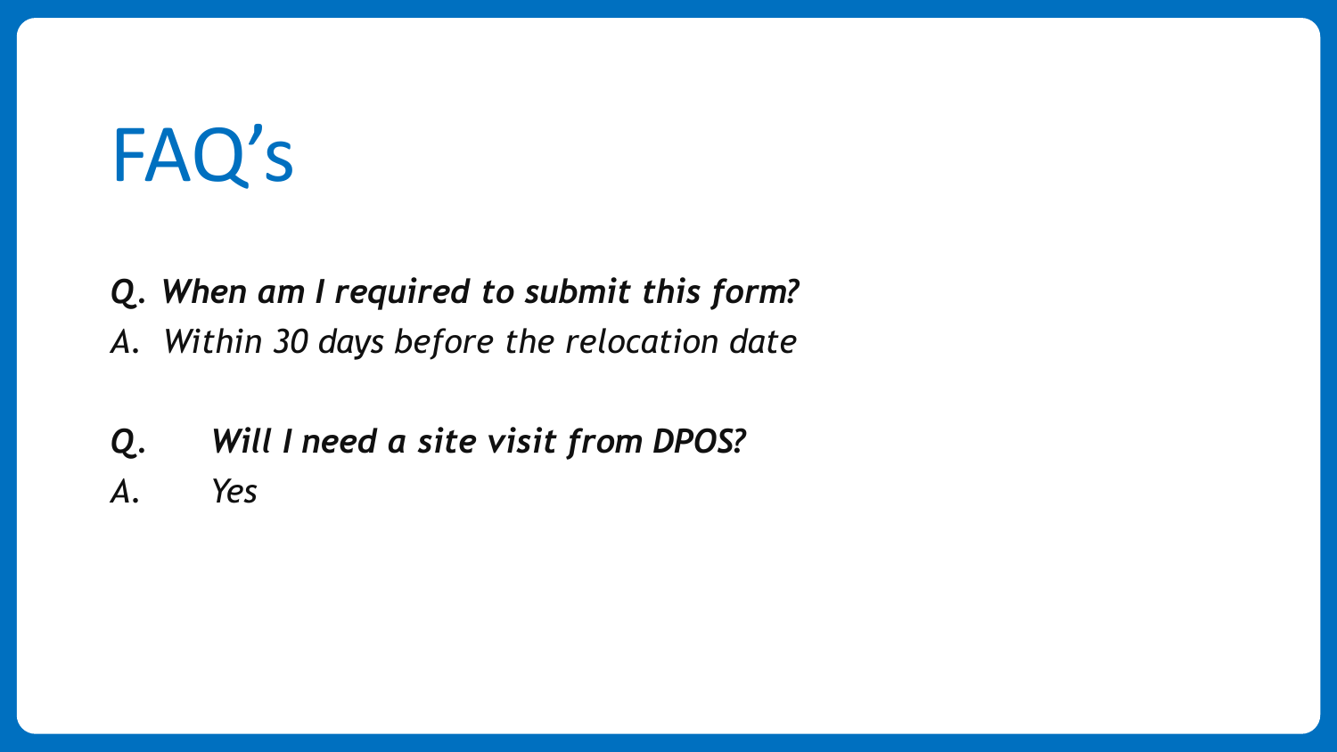# FAQ’s

***Q. When am I required to submit this form?***

*A. Within 30 days before the relocation date*

***Q. Will I need a site visit from DPOS?***

*A. Yes*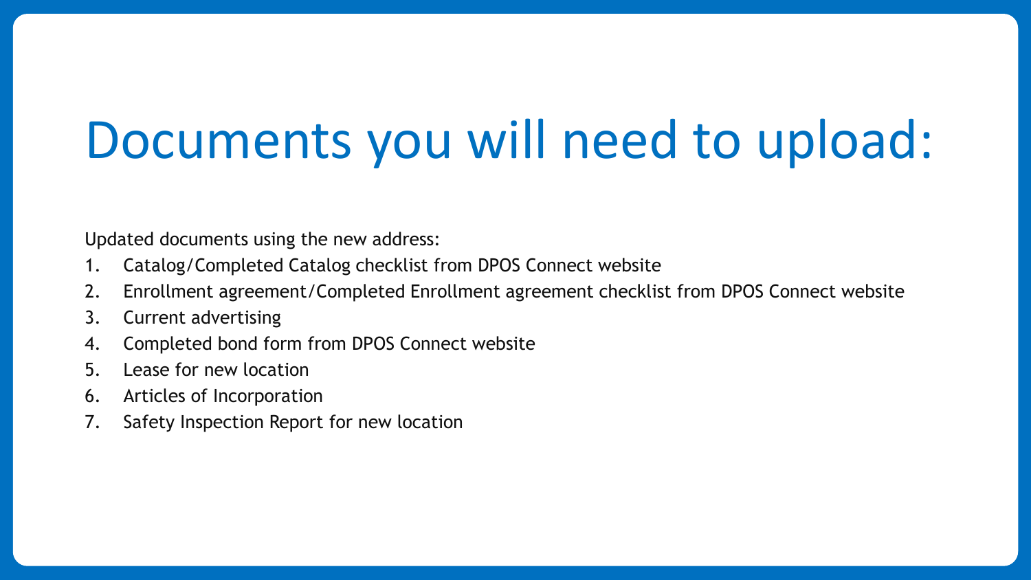# Documents you will need to upload:

Updated documents using the new address:

1. Catalog/Completed Catalog checklist from DPOS Connect website
2. Enrollment agreement/Completed Enrollment agreement checklist from DPOS Connect website
3. Current advertising
4. Completed bond form from DPOS Connect website
5. Lease for new location
6. Articles of Incorporation
7. Safety Inspection Report for new location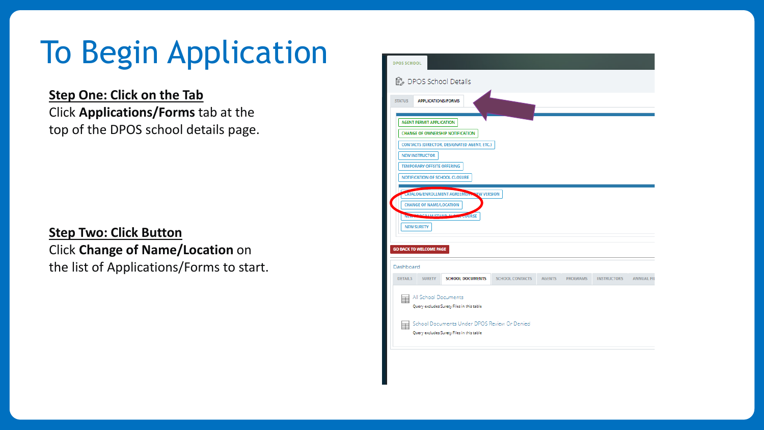# To Begin Application

**Step One: Click on the Tab**

Click **Applications/Forms** tab at the top of the DPOS school details page.

**Step Two: Click Button**

Click **Change of Name/Location** on the list of Applications/Forms to start.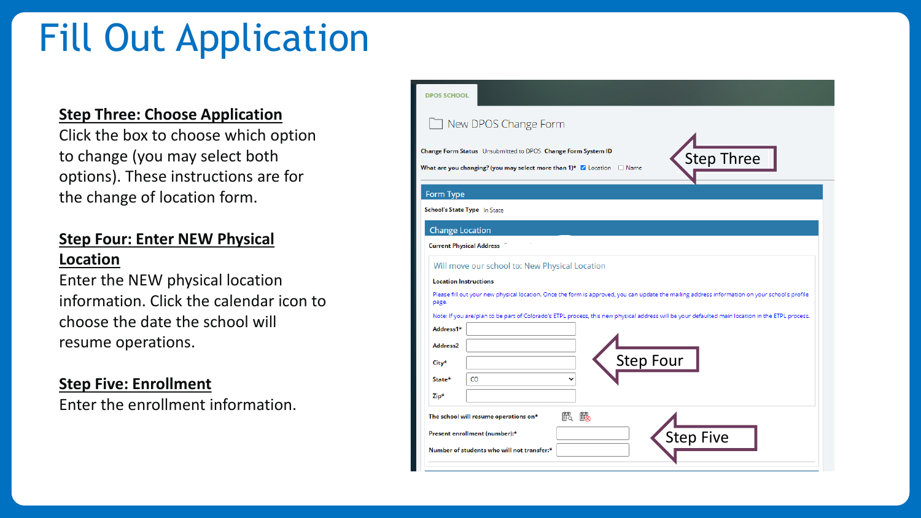# Fill Out Application

**Step Three: Choose Application**

Click the box to choose which option to change (you may select both options). These instructions are for the change of location form.

**Step Four: Enter NEW Physical Location**

Enter the NEW physical location information. Click the calendar icon to choose the date the school will resume operations.

**Step Five: Enrollment**

Enter the enrollment information.

DPOS SCHOOL

New DPOS Change Form

Change Form Status Unsubmitted to DPOS Change Form System ID

What are you changing? (you may select more than 1)* ☑ Location ☐ Name

Step Three

Form Type

School's State Type In State

Change Location

Current Physical Address

Will move our school to: New Physical Location

Location Instructions

Please fill out your new physical location. Once the form is approved, you can update the mailing address information on your school's profile page.

Note: If you are/plan to be part of Colorado's ETPL process, this new physical address will be your defaulted main location in the ETPL process.

Address1*

Address2

City*

State* CO

Zip*

Step Four

The school will resume operations on*

Present enrollment (number):*

Number of students who will not transfer:*

Step Five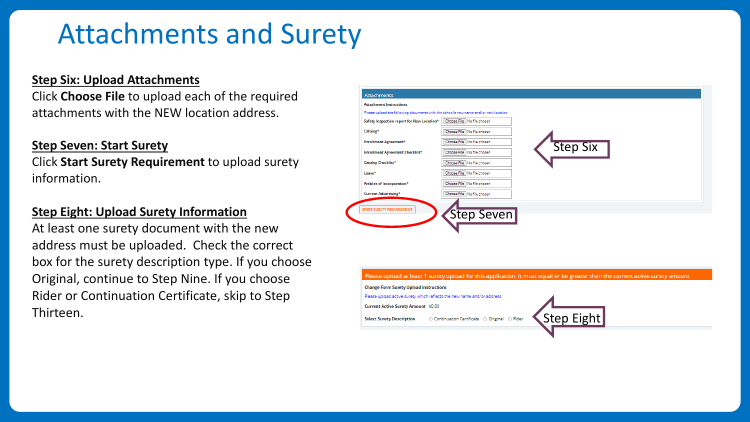# Attachments and Surety

**Step Six: Upload Attachments**

Click **Choose File** to upload each of the required attachments with the NEW location address.

**Step Seven: Start Surety**

Click **Start Surety Requirement** to upload surety information.

**Step Eight: Upload Surety Information**

At least one surety document with the new address must be uploaded. Check the correct box for the surety description type. If you choose Original, continue to Step Nine. If you choose Rider or Continuation Certificate, skip to Step Thirteen.

Attachments

Attachment Instructions

Please upload the following documents with the school's new name and/or new location.

- Safety Inspection report for New Location* — Choose File No file chosen
- Catalog* — Choose File No file chosen
- Enrollment Agreement* — Choose File No file chosen
- Enrollment Agreement Checklist* — Choose File No file chosen
- Catalog Checklist* — Choose File No file chosen
- Lease* — Choose File No file chosen
- Articles of Incorporation* — Choose File No file chosen
- Current Advertising* — Choose File No file chosen

Step Six

START SURETY REQUIREMENT

Step Seven

Please upload at least 1 surety upload for this application. It must equal or be greater than the current active surety amount

Change Form Surety Upload Instructions

Please upload active surety which reflects the new name and/or address.

Current Active Surety Amount $0.00

Select Surety Description ○ Continuation Certificate ○ Original ○ Rider

Step Eight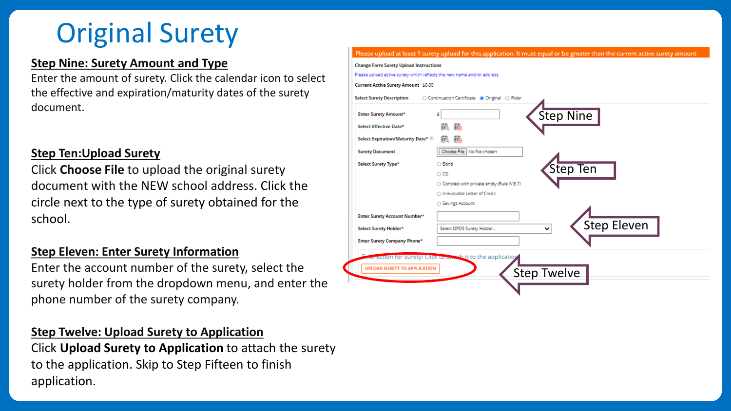# Original Surety

**Step Nine: Surety Amount and Type**

Enter the amount of surety. Click the calendar icon to select the effective and expiration/maturity dates of the surety document.

**Step Ten:Upload Surety**

Click **Choose File** to upload the original surety document with the NEW school address. Click the circle next to the type of surety obtained for the school.

**Step Eleven: Enter Surety Information**

Enter the account number of the surety, select the surety holder from the dropdown menu, and enter the phone number of the surety company.

**Step Twelve: Upload Surety to Application**

Click **Upload Surety to Application** to attach the surety to the application. Skip to Step Fifteen to finish application.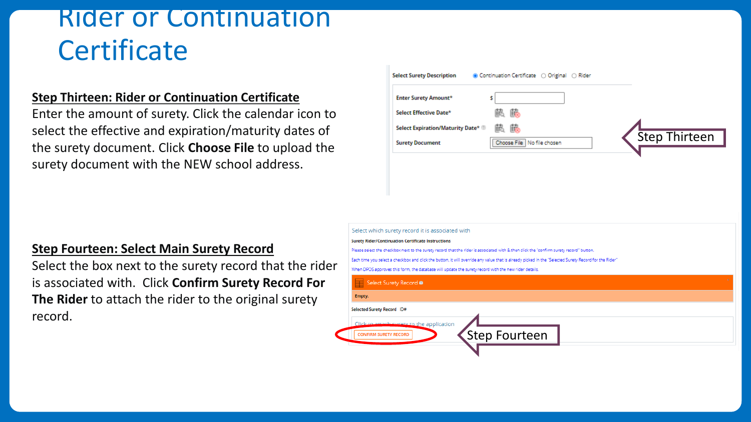# Rider or Continuation Certificate

**Step Thirteen: Rider or Continuation Certificate**

Enter the amount of surety. Click the calendar icon to select the effective and expiration/maturity dates of the surety document. Click **Choose File** to upload the surety document with the NEW school address.

**Step Fourteen: Select Main Surety Record**

Select the box next to the surety record that the rider is associated with. Click **Confirm Surety Record For The Rider** to attach the rider to the original surety record.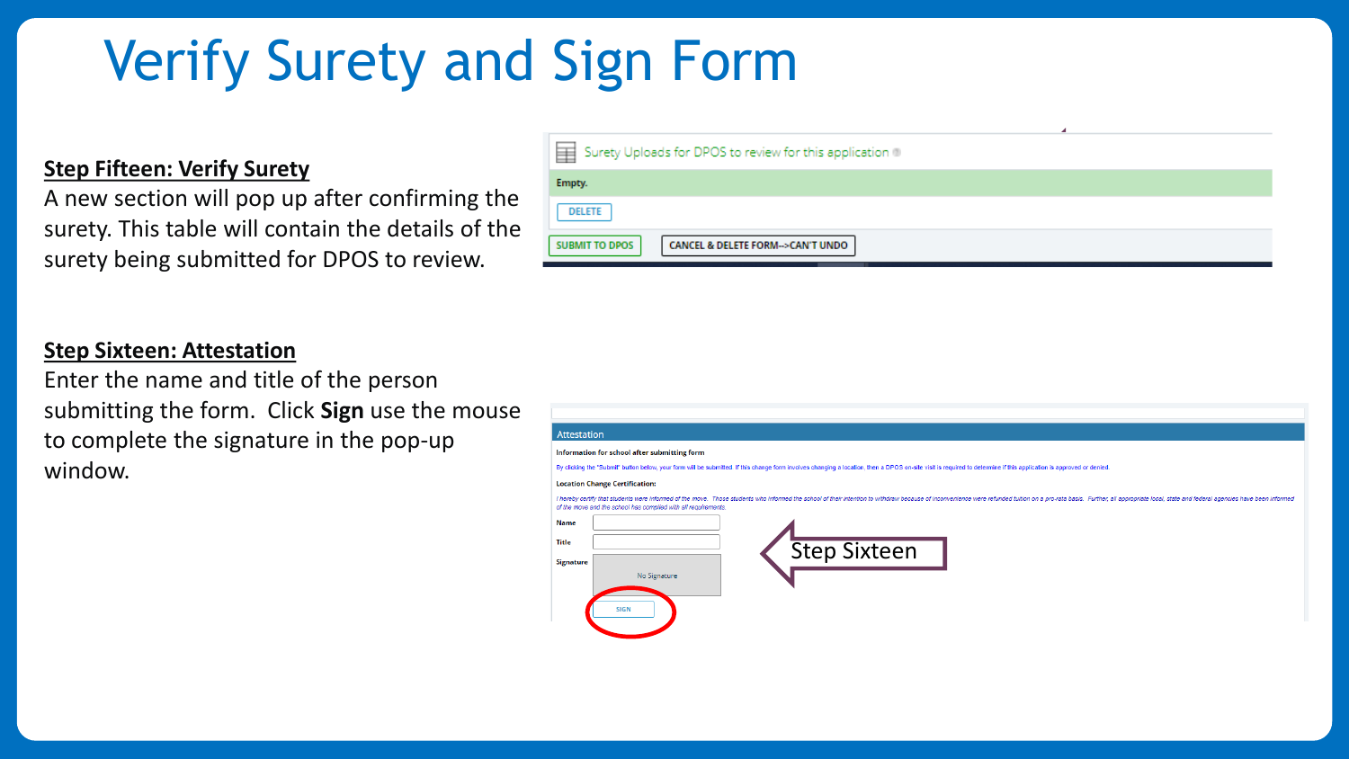# Verify Surety and Sign Form

**Step Fifteen: Verify Surety**

A new section will pop up after confirming the surety. This table will contain the details of the surety being submitted for DPOS to review.

**Step Sixteen: Attestation**

Enter the name and title of the person submitting the form. Click **Sign** use the mouse to complete the signature in the pop-up window.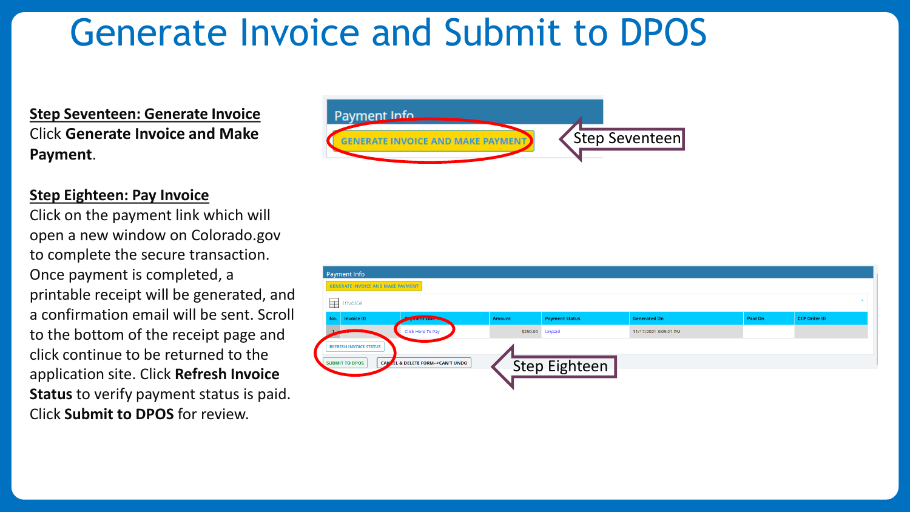# Generate Invoice and Submit to DPOS

**Step Seventeen: Generate Invoice**
Click **Generate Invoice and Make Payment**.

**Step Eighteen: Pay Invoice**
Click on the payment link which will open a new window on Colorado.gov to complete the secure transaction. Once payment is completed, a printable receipt will be generated, and a confirmation email will be sent. Scroll to the bottom of the receipt page and click continue to be returned to the application site. Click **Refresh Invoice Status** to verify payment status is paid. Click **Submit to DPOS** for review.